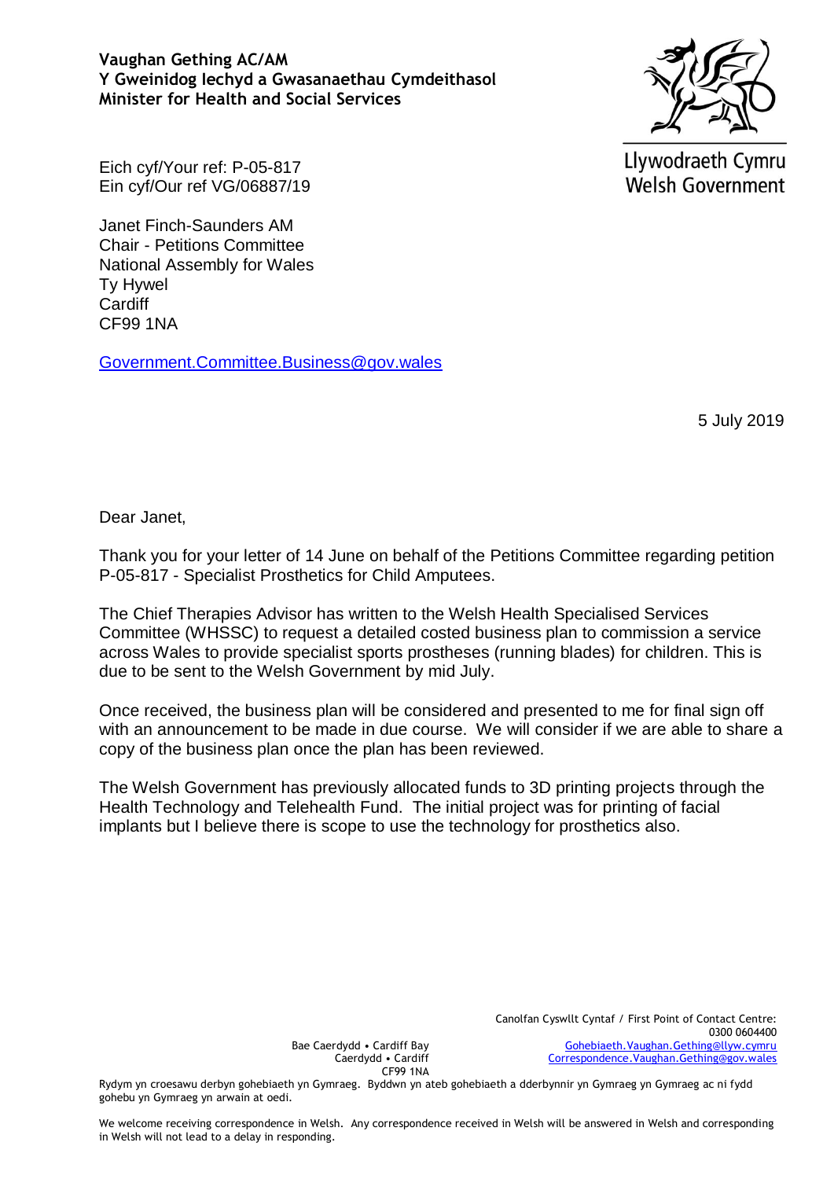**Vaughan Gething AC/AM**
**Y Gweinidog Iechyd a Gwasanaethau Cymdeithasol**
**Minister for Health and Social Services**

Llywodraeth Cymru
Welsh Government

Eich cyf/Your ref: P-05-817
Ein cyf/Our ref VG/06887/19

Janet Finch-Saunders AM
Chair - Petitions Committee
National Assembly for Wales
Ty Hywel
Cardiff
CF99 1NA

Government.Committee.Business@gov.wales

5 July 2019

Dear Janet,

Thank you for your letter of 14 June on behalf of the Petitions Committee regarding petition P-05-817 - Specialist Prosthetics for Child Amputees.

The Chief Therapies Advisor has written to the Welsh Health Specialised Services Committee (WHSSC) to request a detailed costed business plan to commission a service across Wales to provide specialist sports prostheses (running blades) for children. This is due to be sent to the Welsh Government by mid July.

Once received, the business plan will be considered and presented to me for final sign off with an announcement to be made in due course. We will consider if we are able to share a copy of the business plan once the plan has been reviewed.

The Welsh Government has previously allocated funds to 3D printing projects through the Health Technology and Telehealth Fund. The initial project was for printing of facial implants but I believe there is scope to use the technology for prosthetics also.

Bae Caerdydd • Cardiff Bay
Caerdydd • Cardiff
CF99 1NA

Canolfan Cyswllt Cyntaf / First Point of Contact Centre:
0300 0604400
Gohebiaeth.Vaughan.Gething@llyw.cymru
Correspondence.Vaughan.Gething@gov.wales

Rydym yn croesawu derbyn gohebiaeth yn Gymraeg. Byddwn yn ateb gohebiaeth a dderbynnir yn Gymraeg yn Gymraeg ac ni fydd gohebu yn Gymraeg yn arwain at oedi.

We welcome receiving correspondence in Welsh. Any correspondence received in Welsh will be answered in Welsh and corresponding in Welsh will not lead to a delay in responding.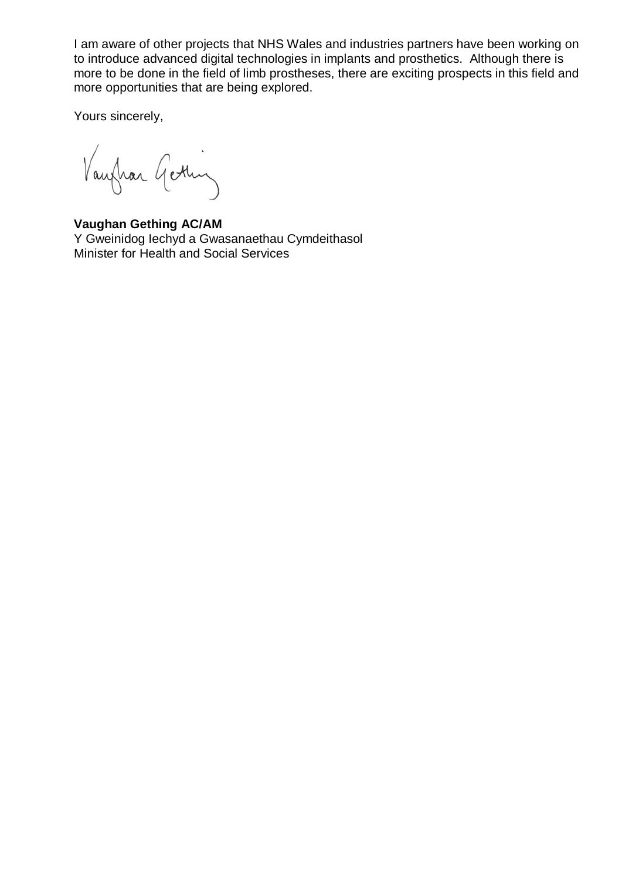I am aware of other projects that NHS Wales and industries partners have been working on to introduce advanced digital technologies in implants and prosthetics. Although there is more to be done in the field of limb prostheses, there are exciting prospects in this field and more opportunities that are being explored.

Yours sincerely,

**Vaughan Gething AC/AM**
Y Gweinidog Iechyd a Gwasanaethau Cymdeithasol
Minister for Health and Social Services